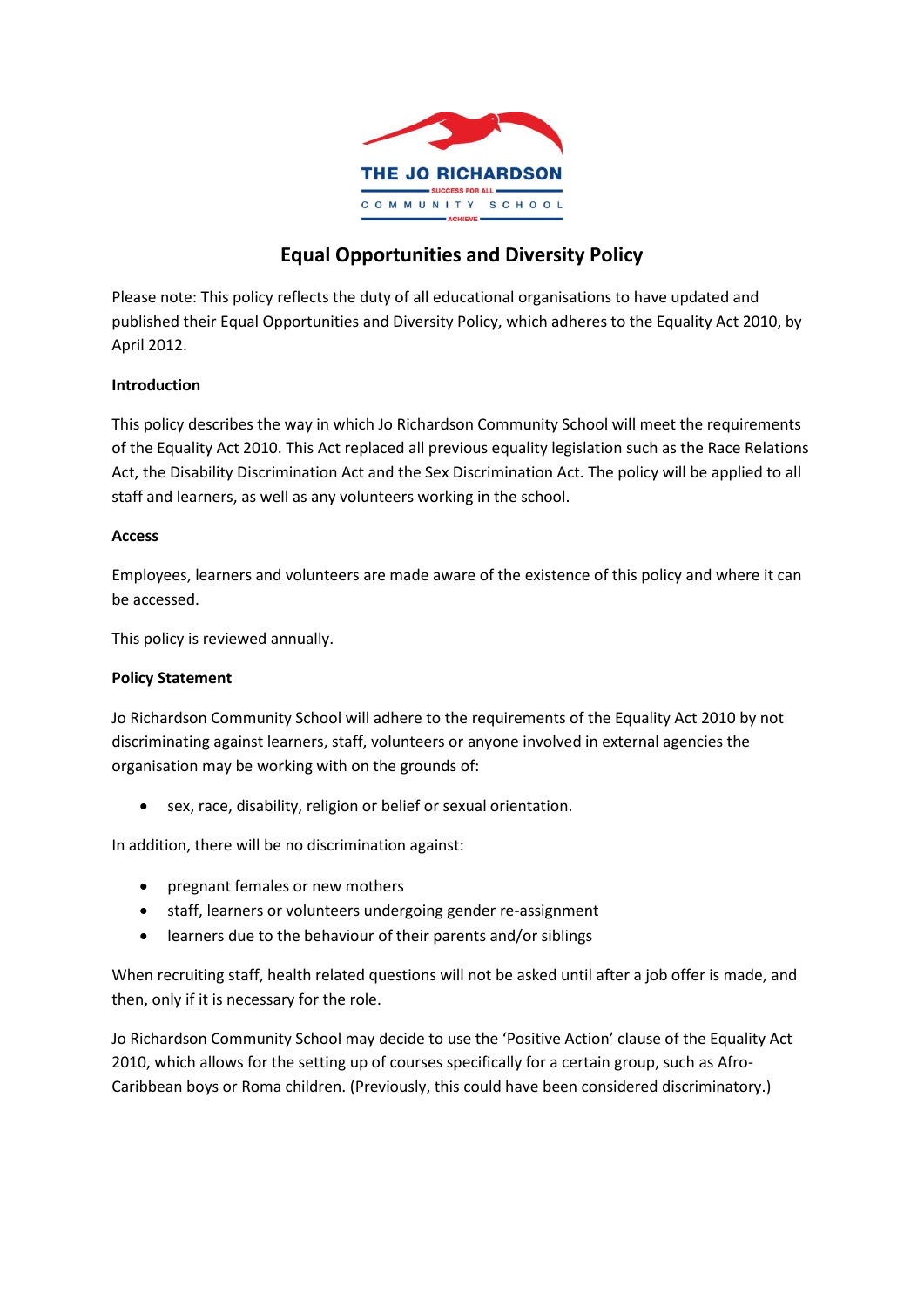THE JO RICHARDSON

SUCCESS FOR ALL

COMMUNITY SCHOOL

ACHIEVE

# Equal Opportunities and Diversity Policy

Please note: This policy reflects the duty of all educational organisations to have updated and published their Equal Opportunities and Diversity Policy, which adheres to the Equality Act 2010, by April 2012.

**Introduction**

This policy describes the way in which Jo Richardson Community School will meet the requirements of the Equality Act 2010. This Act replaced all previous equality legislation such as the Race Relations Act, the Disability Discrimination Act and the Sex Discrimination Act. The policy will be applied to all staff and learners, as well as any volunteers working in the school.

**Access**

Employees, learners and volunteers are made aware of the existence of this policy and where it can be accessed.

This policy is reviewed annually.

**Policy Statement**

Jo Richardson Community School will adhere to the requirements of the Equality Act 2010 by not discriminating against learners, staff, volunteers or anyone involved in external agencies the organisation may be working with on the grounds of:

- sex, race, disability, religion or belief or sexual orientation.

In addition, there will be no discrimination against:

- pregnant females or new mothers
- staff, learners or volunteers undergoing gender re-assignment
- learners due to the behaviour of their parents and/or siblings

When recruiting staff, health related questions will not be asked until after a job offer is made, and then, only if it is necessary for the role.

Jo Richardson Community School may decide to use the 'Positive Action' clause of the Equality Act 2010, which allows for the setting up of courses specifically for a certain group, such as Afro-Caribbean boys or Roma children. (Previously, this could have been considered discriminatory.)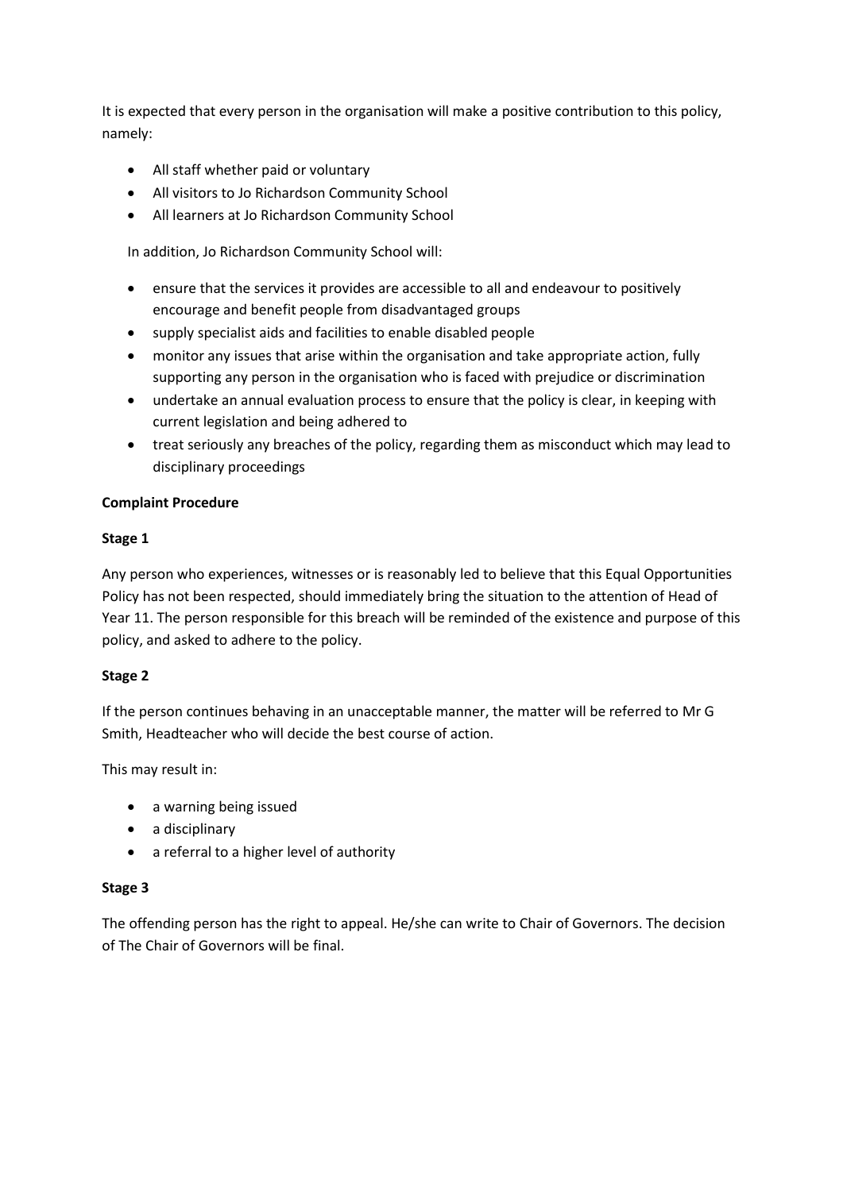It is expected that every person in the organisation will make a positive contribution to this policy, namely:

- All staff whether paid or voluntary
- All visitors to Jo Richardson Community School
- All learners at Jo Richardson Community School

In addition, Jo Richardson Community School will:

- ensure that the services it provides are accessible to all and endeavour to positively encourage and benefit people from disadvantaged groups
- supply specialist aids and facilities to enable disabled people
- monitor any issues that arise within the organisation and take appropriate action, fully supporting any person in the organisation who is faced with prejudice or discrimination
- undertake an annual evaluation process to ensure that the policy is clear, in keeping with current legislation and being adhered to
- treat seriously any breaches of the policy, regarding them as misconduct which may lead to disciplinary proceedings

**Complaint Procedure**

**Stage 1**

Any person who experiences, witnesses or is reasonably led to believe that this Equal Opportunities Policy has not been respected, should immediately bring the situation to the attention of Head of Year 11. The person responsible for this breach will be reminded of the existence and purpose of this policy, and asked to adhere to the policy.

**Stage 2**

If the person continues behaving in an unacceptable manner, the matter will be referred to Mr G Smith, Headteacher who will decide the best course of action.

This may result in:

- a warning being issued
- a disciplinary
- a referral to a higher level of authority

**Stage 3**

The offending person has the right to appeal. He/she can write to Chair of Governors. The decision of The Chair of Governors will be final.